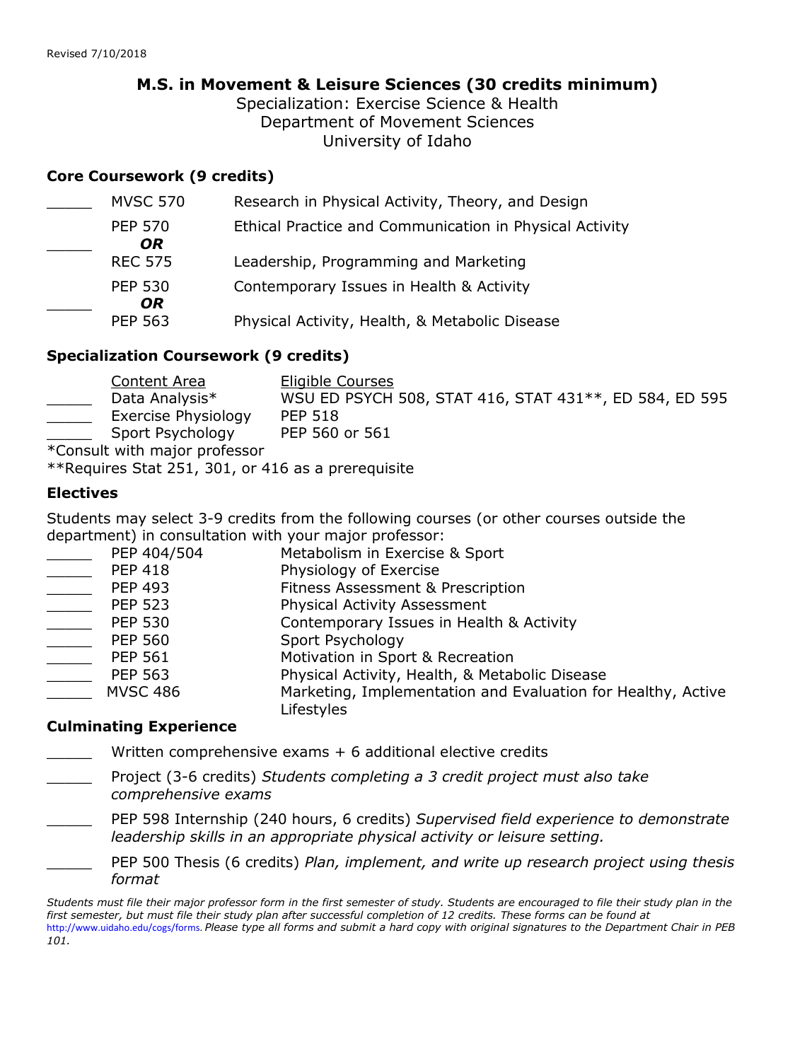Revised 7/10/2018

# M.S. in Movement & Leisure Sciences (30 credits minimum)

Specialization: Exercise Science & Health
Department of Movement Sciences
University of Idaho

## Core Coursework (9 credits)

| | Course | Title |
|---|---|---|
| _____ | MVSC 570 | Research in Physical Activity, Theory, and Design |
| _____ | PEP 570 ***OR*** REC 575 | Ethical Practice and Communication in Physical Activity / Leadership, Programming and Marketing |
| _____ | PEP 530 ***OR*** PEP 563 | Contemporary Issues in Health & Activity / Physical Activity, Health, & Metabolic Disease |

## Specialization Coursework (9 credits)

| | Content Area | Eligible Courses |
|---|---|---|
| _____ | Data Analysis* | WSU ED PSYCH 508, STAT 416, STAT 431**, ED 584, ED 595 |
| _____ | Exercise Physiology | PEP 518 |
| _____ | Sport Psychology | PEP 560 or 561 |

*Consult with major professor
**Requires Stat 251, 301, or 416 as a prerequisite

## Electives

Students may select 3-9 credits from the following courses (or other courses outside the department) in consultation with your major professor:

| | Course | Title |
|---|---|---|
| _____ | PEP 404/504 | Metabolism in Exercise & Sport |
| _____ | PEP 418 | Physiology of Exercise |
| _____ | PEP 493 | Fitness Assessment & Prescription |
| _____ | PEP 523 | Physical Activity Assessment |
| _____ | PEP 530 | Contemporary Issues in Health & Activity |
| _____ | PEP 560 | Sport Psychology |
| _____ | PEP 561 | Motivation in Sport & Recreation |
| _____ | PEP 563 | Physical Activity, Health, & Metabolic Disease |
| _____ | MVSC 486 | Marketing, Implementation and Evaluation for Healthy, Active Lifestyles |

## Culminating Experience

_____ Written comprehensive exams + 6 additional elective credits

_____ Project (3-6 credits) *Students completing a 3 credit project must also take comprehensive exams*

_____ PEP 598 Internship (240 hours, 6 credits) *Supervised field experience to demonstrate leadership skills in an appropriate physical activity or leisure setting.*

_____ PEP 500 Thesis (6 credits) *Plan, implement, and write up research project using thesis format*

*Students must file their major professor form in the first semester of study. Students are encouraged to file their study plan in the first semester, but must file their study plan after successful completion of 12 credits. These forms can be found at* http://www.uidaho.edu/cogs/forms. *Please type all forms and submit a hard copy with original signatures to the Department Chair in PEB 101.*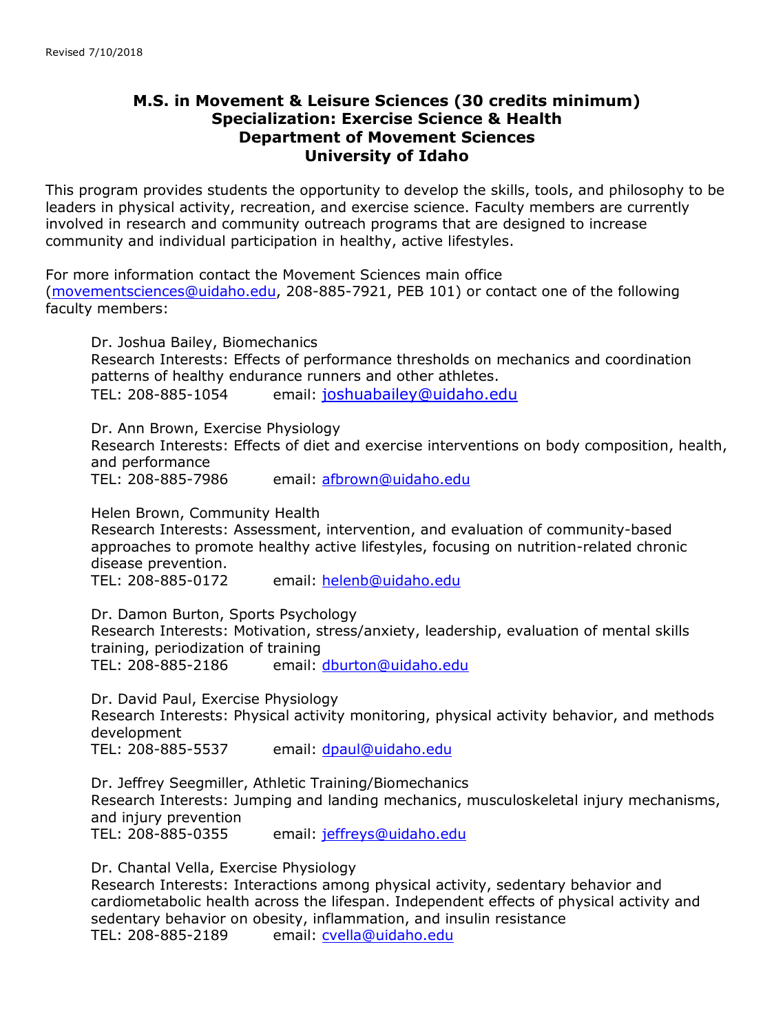Revised 7/10/2018

# M.S. in Movement & Leisure Sciences (30 credits minimum)
## Specialization: Exercise Science & Health
## Department of Movement Sciences
## University of Idaho

This program provides students the opportunity to develop the skills, tools, and philosophy to be leaders in physical activity, recreation, and exercise science. Faculty members are currently involved in research and community outreach programs that are designed to increase community and individual participation in healthy, active lifestyles.

For more information contact the Movement Sciences main office (movementsciences@uidaho.edu, 208-885-7921, PEB 101) or contact one of the following faculty members:

Dr. Joshua Bailey, Biomechanics
Research Interests: Effects of performance thresholds on mechanics and coordination patterns of healthy endurance runners and other athletes.
TEL: 208-885-1054 email: joshuabailey@uidaho.edu

Dr. Ann Brown, Exercise Physiology
Research Interests: Effects of diet and exercise interventions on body composition, health, and performance
TEL: 208-885-7986 email: afbrown@uidaho.edu

Helen Brown, Community Health
Research Interests: Assessment, intervention, and evaluation of community-based approaches to promote healthy active lifestyles, focusing on nutrition-related chronic disease prevention.
TEL: 208-885-0172 email: helenb@uidaho.edu

Dr. Damon Burton, Sports Psychology
Research Interests: Motivation, stress/anxiety, leadership, evaluation of mental skills training, periodization of training
TEL: 208-885-2186 email: dburton@uidaho.edu

Dr. David Paul, Exercise Physiology
Research Interests: Physical activity monitoring, physical activity behavior, and methods development
TEL: 208-885-5537 email: dpaul@uidaho.edu

Dr. Jeffrey Seegmiller, Athletic Training/Biomechanics
Research Interests: Jumping and landing mechanics, musculoskeletal injury mechanisms, and injury prevention
TEL: 208-885-0355 email: jeffreys@uidaho.edu

Dr. Chantal Vella, Exercise Physiology
Research Interests: Interactions among physical activity, sedentary behavior and cardiometabolic health across the lifespan. Independent effects of physical activity and sedentary behavior on obesity, inflammation, and insulin resistance
TEL: 208-885-2189 email: cvella@uidaho.edu